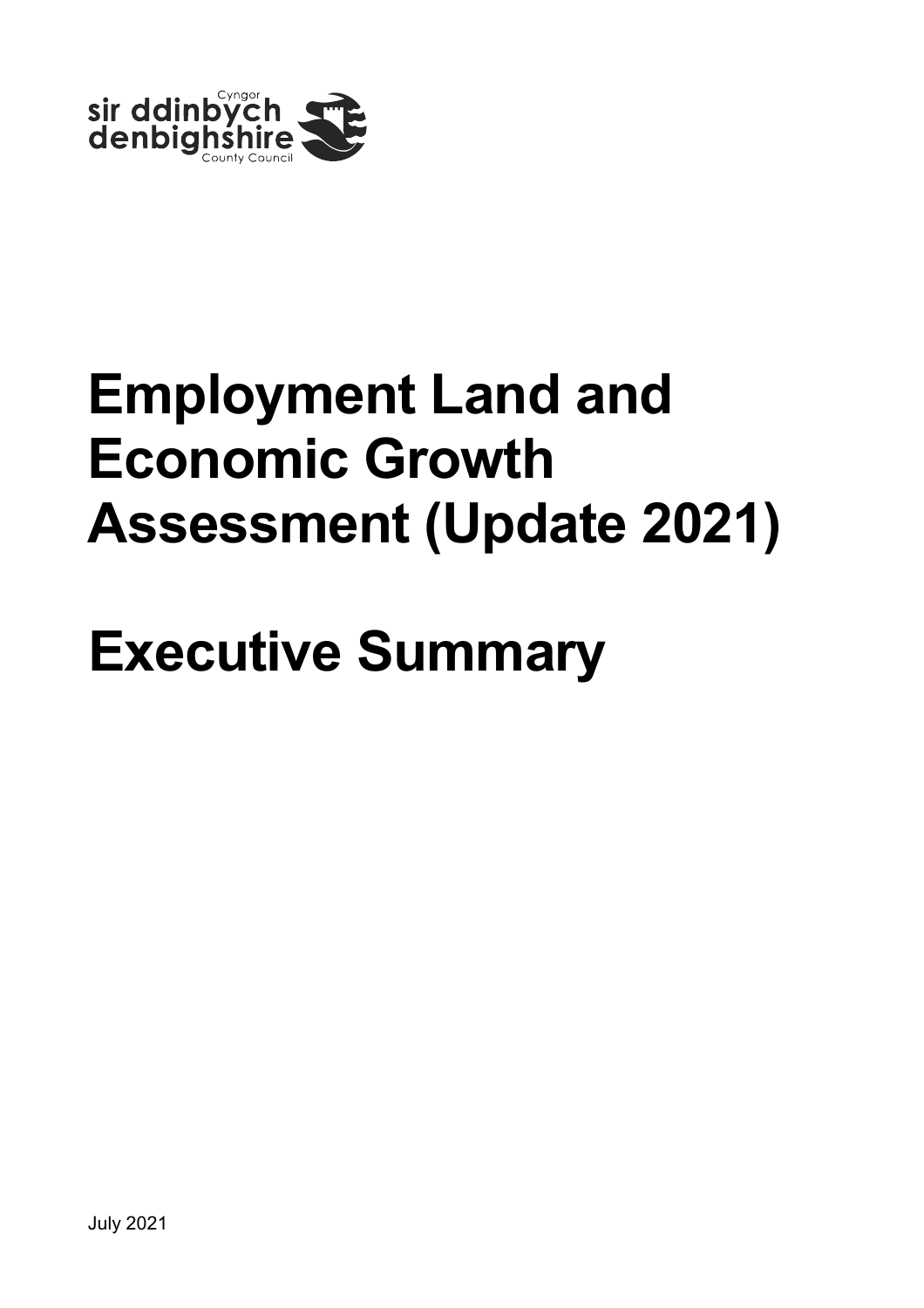Cyngor sir ddinbych denbighshire County Council

# Employment Land and Economic Growth Assessment (Update 2021)

# Executive Summary

July 2021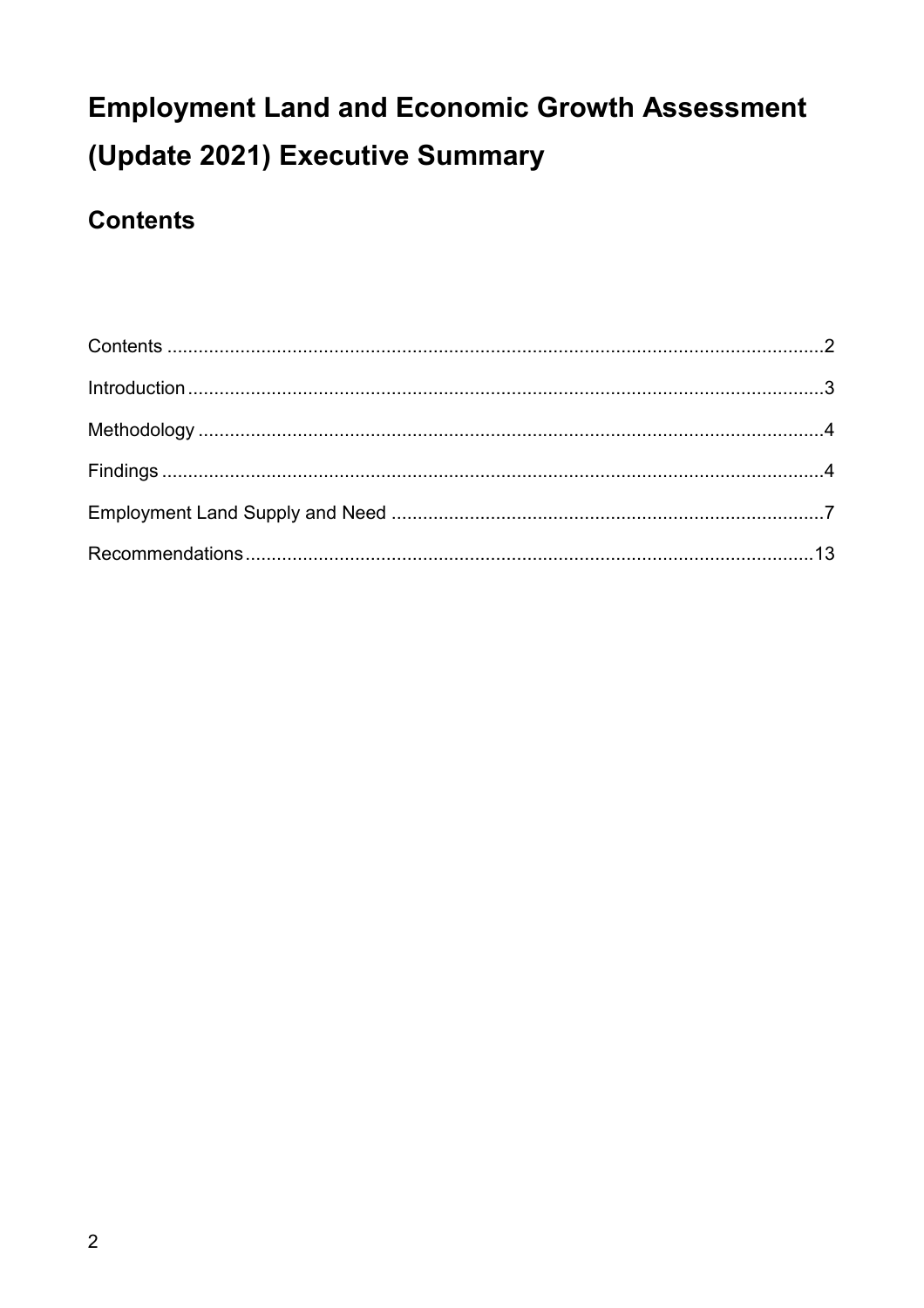# Employment Land and Economic Growth Assessment (Update 2021) Executive Summary

## Contents

Contents ..........................................................................................................2

Introduction.......................................................................................................3

Methodology .....................................................................................................4

Findings ............................................................................................................4

Employment Land Supply and Need ..............................................................7

Recommendations..........................................................................................13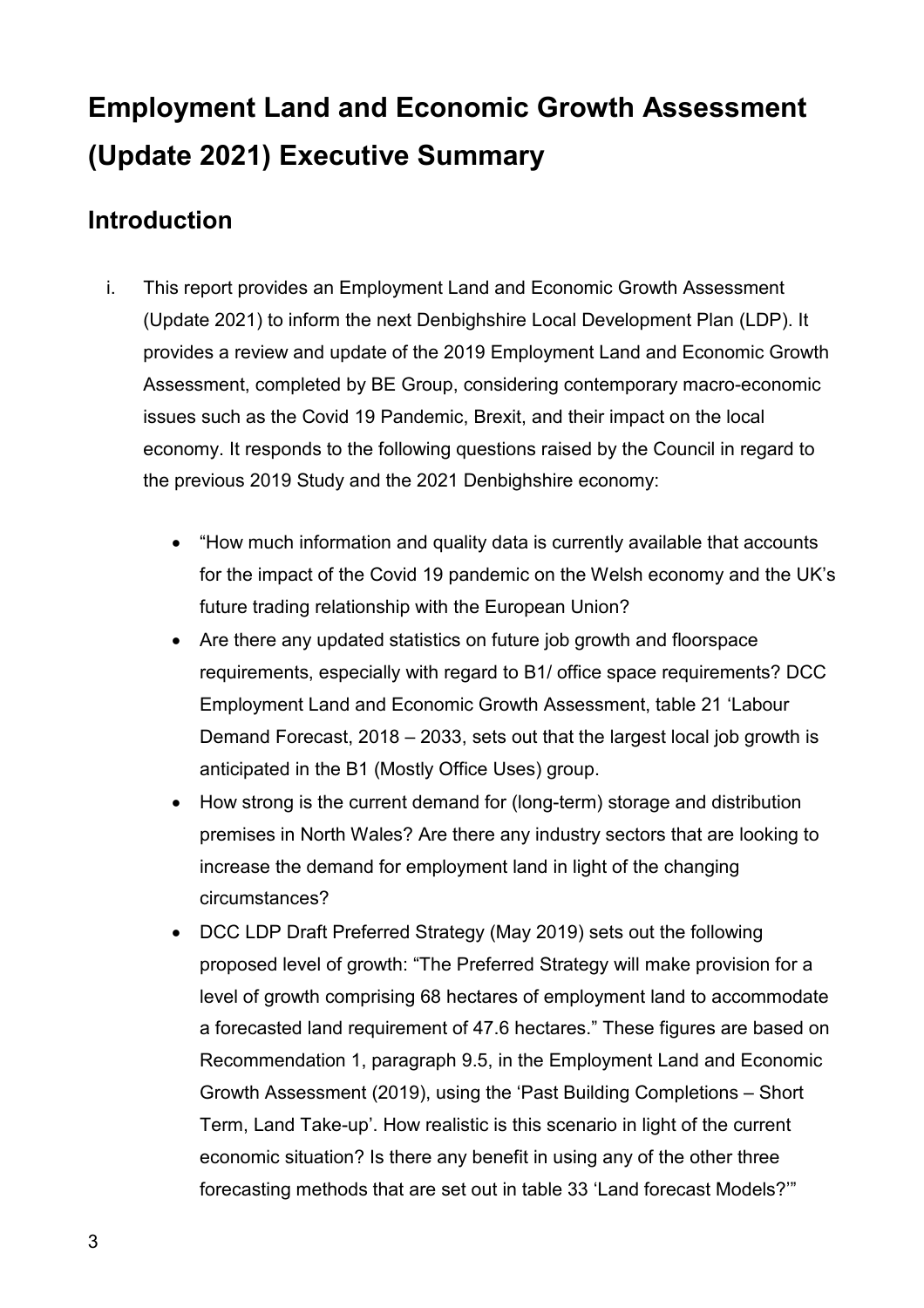# Employment Land and Economic Growth Assessment (Update 2021) Executive Summary

## Introduction

i. This report provides an Employment Land and Economic Growth Assessment (Update 2021) to inform the next Denbighshire Local Development Plan (LDP). It provides a review and update of the 2019 Employment Land and Economic Growth Assessment, completed by BE Group, considering contemporary macro-economic issues such as the Covid 19 Pandemic, Brexit, and their impact on the local economy. It responds to the following questions raised by the Council in regard to the previous 2019 Study and the 2021 Denbighshire economy:

- "How much information and quality data is currently available that accounts for the impact of the Covid 19 pandemic on the Welsh economy and the UK's future trading relationship with the European Union?
- Are there any updated statistics on future job growth and floorspace requirements, especially with regard to B1/ office space requirements? DCC Employment Land and Economic Growth Assessment, table 21 'Labour Demand Forecast, 2018 – 2033, sets out that the largest local job growth is anticipated in the B1 (Mostly Office Uses) group.
- How strong is the current demand for (long-term) storage and distribution premises in North Wales? Are there any industry sectors that are looking to increase the demand for employment land in light of the changing circumstances?
- DCC LDP Draft Preferred Strategy (May 2019) sets out the following proposed level of growth: "The Preferred Strategy will make provision for a level of growth comprising 68 hectares of employment land to accommodate a forecasted land requirement of 47.6 hectares." These figures are based on Recommendation 1, paragraph 9.5, in the Employment Land and Economic Growth Assessment (2019), using the 'Past Building Completions – Short Term, Land Take-up'. How realistic is this scenario in light of the current economic situation? Is there any benefit in using any of the other three forecasting methods that are set out in table 33 'Land forecast Models?'"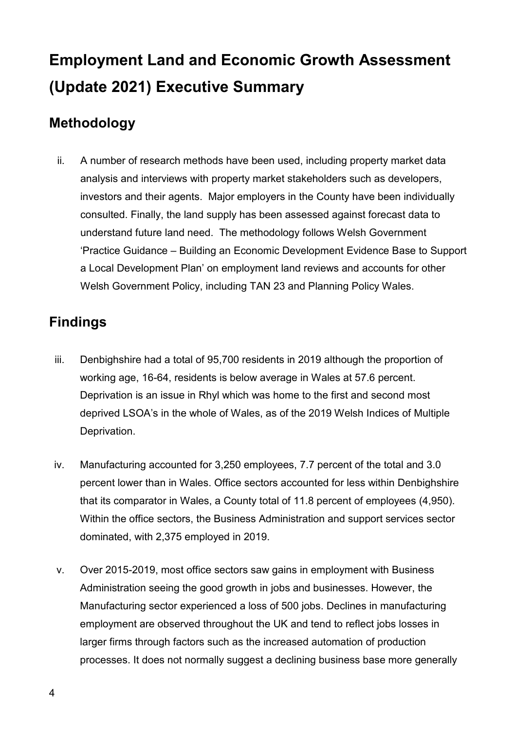# Employment Land and Economic Growth Assessment (Update 2021) Executive Summary

## Methodology

ii. A number of research methods have been used, including property market data analysis and interviews with property market stakeholders such as developers, investors and their agents. Major employers in the County have been individually consulted. Finally, the land supply has been assessed against forecast data to understand future land need. The methodology follows Welsh Government 'Practice Guidance – Building an Economic Development Evidence Base to Support a Local Development Plan' on employment land reviews and accounts for other Welsh Government Policy, including TAN 23 and Planning Policy Wales.

## Findings

iii. Denbighshire had a total of 95,700 residents in 2019 although the proportion of working age, 16-64, residents is below average in Wales at 57.6 percent. Deprivation is an issue in Rhyl which was home to the first and second most deprived LSOA's in the whole of Wales, as of the 2019 Welsh Indices of Multiple Deprivation.

iv. Manufacturing accounted for 3,250 employees, 7.7 percent of the total and 3.0 percent lower than in Wales. Office sectors accounted for less within Denbighshire that its comparator in Wales, a County total of 11.8 percent of employees (4,950). Within the office sectors, the Business Administration and support services sector dominated, with 2,375 employed in 2019.

v. Over 2015-2019, most office sectors saw gains in employment with Business Administration seeing the good growth in jobs and businesses. However, the Manufacturing sector experienced a loss of 500 jobs. Declines in manufacturing employment are observed throughout the UK and tend to reflect jobs losses in larger firms through factors such as the increased automation of production processes. It does not normally suggest a declining business base more generally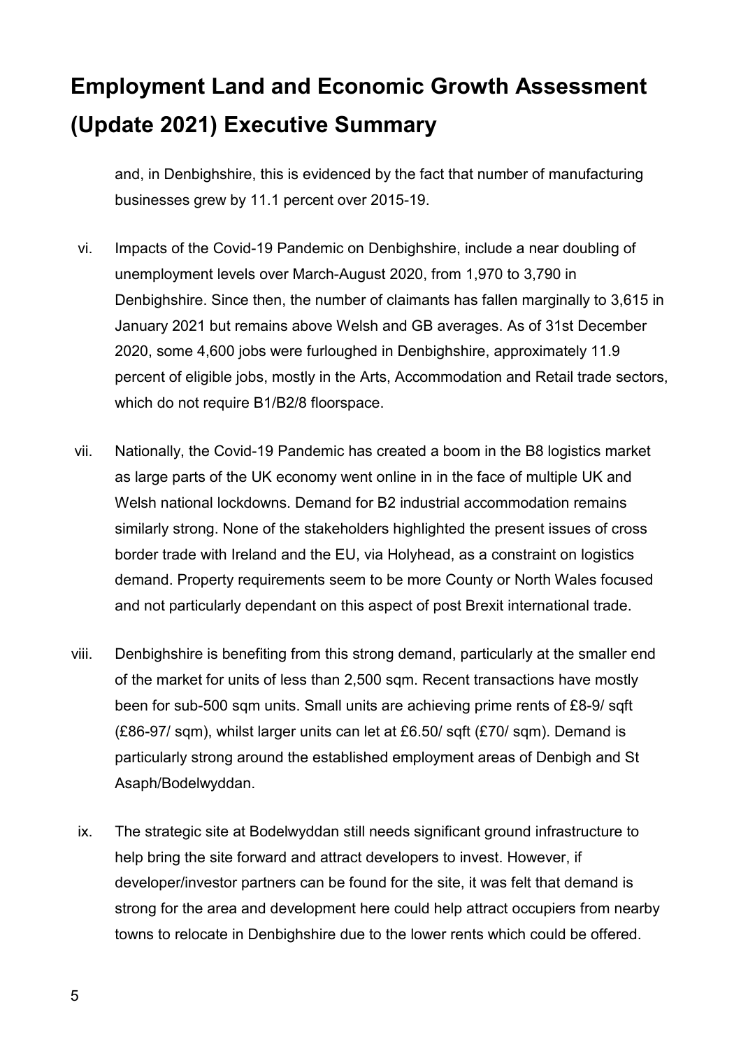# Employment Land and Economic Growth Assessment (Update 2021) Executive Summary

and, in Denbighshire, this is evidenced by the fact that number of manufacturing businesses grew by 11.1 percent over 2015-19.

vi. Impacts of the Covid-19 Pandemic on Denbighshire, include a near doubling of unemployment levels over March-August 2020, from 1,970 to 3,790 in Denbighshire. Since then, the number of claimants has fallen marginally to 3,615 in January 2021 but remains above Welsh and GB averages. As of 31st December 2020, some 4,600 jobs were furloughed in Denbighshire, approximately 11.9 percent of eligible jobs, mostly in the Arts, Accommodation and Retail trade sectors, which do not require B1/B2/8 floorspace.

vii. Nationally, the Covid-19 Pandemic has created a boom in the B8 logistics market as large parts of the UK economy went online in in the face of multiple UK and Welsh national lockdowns. Demand for B2 industrial accommodation remains similarly strong. None of the stakeholders highlighted the present issues of cross border trade with Ireland and the EU, via Holyhead, as a constraint on logistics demand. Property requirements seem to be more County or North Wales focused and not particularly dependant on this aspect of post Brexit international trade.

viii. Denbighshire is benefiting from this strong demand, particularly at the smaller end of the market for units of less than 2,500 sqm. Recent transactions have mostly been for sub-500 sqm units. Small units are achieving prime rents of £8-9/ sqft (£86-97/ sqm), whilst larger units can let at £6.50/ sqft (£70/ sqm). Demand is particularly strong around the established employment areas of Denbigh and St Asaph/Bodelwyddan.

ix. The strategic site at Bodelwyddan still needs significant ground infrastructure to help bring the site forward and attract developers to invest. However, if developer/investor partners can be found for the site, it was felt that demand is strong for the area and development here could help attract occupiers from nearby towns to relocate in Denbighshire due to the lower rents which could be offered.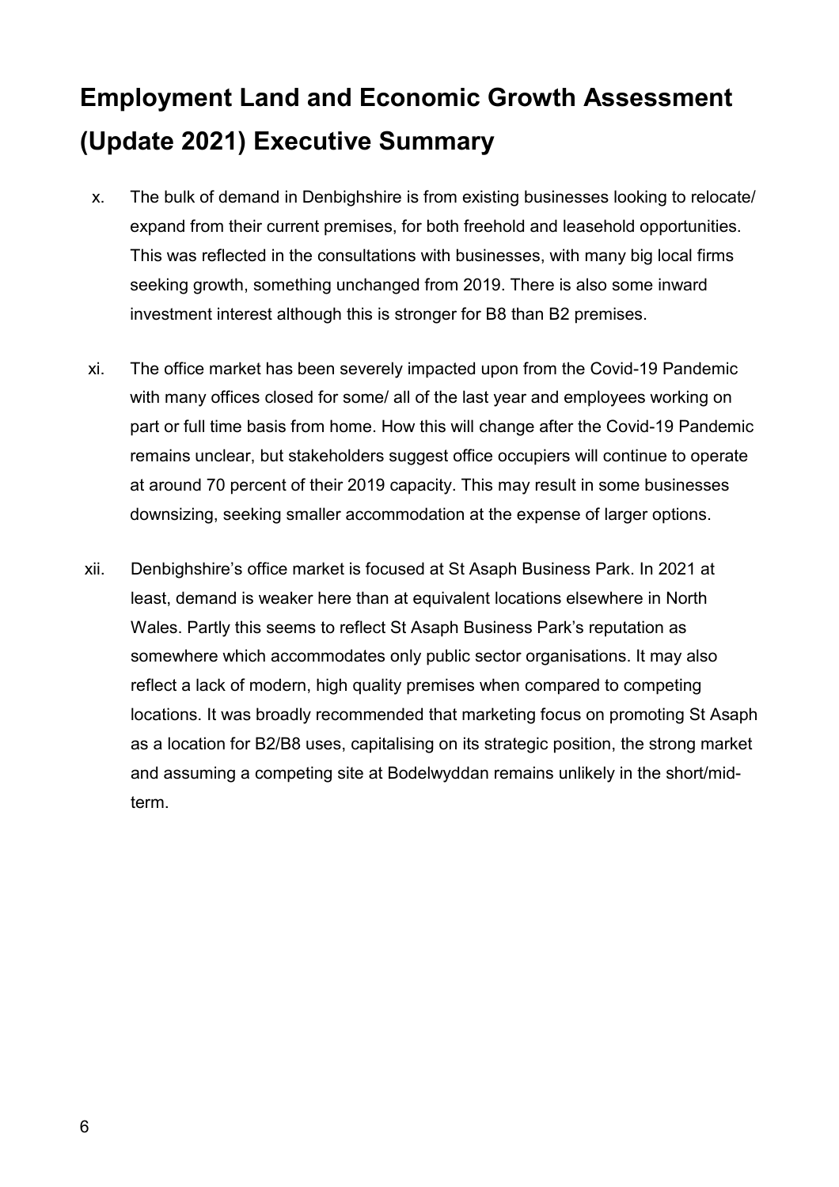# Employment Land and Economic Growth Assessment (Update 2021) Executive Summary

x. The bulk of demand in Denbighshire is from existing businesses looking to relocate/ expand from their current premises, for both freehold and leasehold opportunities. This was reflected in the consultations with businesses, with many big local firms seeking growth, something unchanged from 2019. There is also some inward investment interest although this is stronger for B8 than B2 premises.

xi. The office market has been severely impacted upon from the Covid-19 Pandemic with many offices closed for some/ all of the last year and employees working on part or full time basis from home. How this will change after the Covid-19 Pandemic remains unclear, but stakeholders suggest office occupiers will continue to operate at around 70 percent of their 2019 capacity. This may result in some businesses downsizing, seeking smaller accommodation at the expense of larger options.

xii. Denbighshire's office market is focused at St Asaph Business Park. In 2021 at least, demand is weaker here than at equivalent locations elsewhere in North Wales. Partly this seems to reflect St Asaph Business Park's reputation as somewhere which accommodates only public sector organisations. It may also reflect a lack of modern, high quality premises when compared to competing locations. It was broadly recommended that marketing focus on promoting St Asaph as a location for B2/B8 uses, capitalising on its strategic position, the strong market and assuming a competing site at Bodelwyddan remains unlikely in the short/mid-term.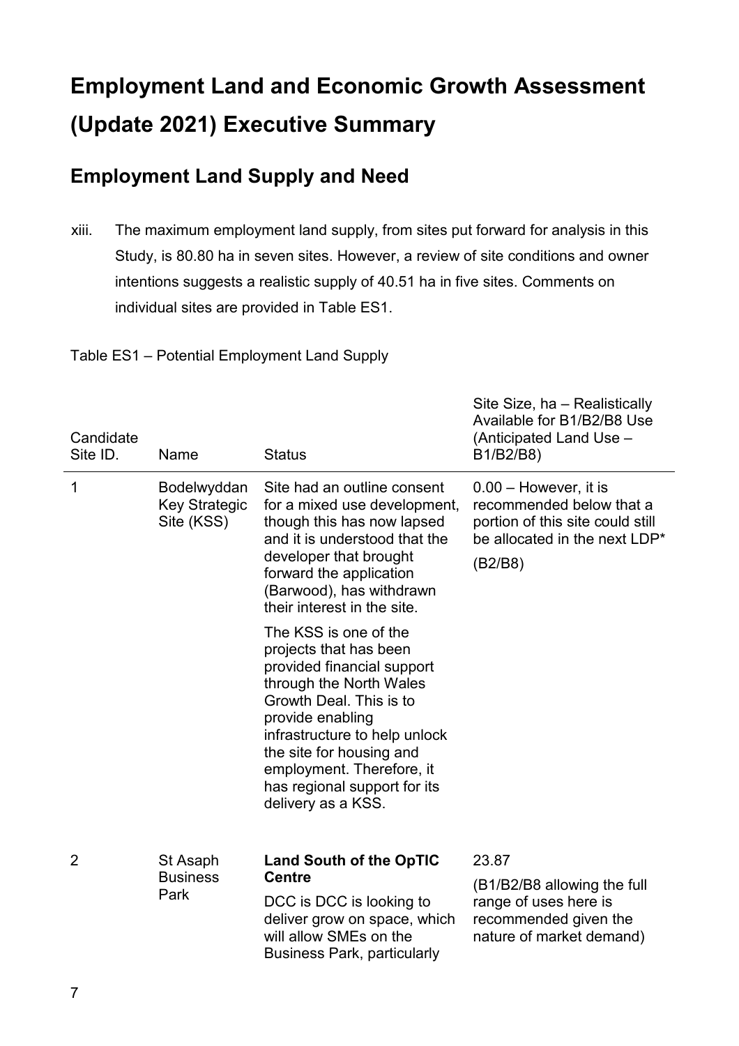# Employment Land and Economic Growth Assessment (Update 2021) Executive Summary

## Employment Land Supply and Need

xiii. The maximum employment land supply, from sites put forward for analysis in this Study, is 80.80 ha in seven sites. However, a review of site conditions and owner intentions suggests a realistic supply of 40.51 ha in five sites. Comments on individual sites are provided in Table ES1.

Table ES1 – Potential Employment Land Supply

| Candidate Site ID. | Name | Status | Site Size, ha – Realistically Available for B1/B2/B8 Use (Anticipated Land Use – B1/B2/B8) |
|---|---|---|---|
| 1 | Bodelwyddan Key Strategic Site (KSS) | Site had an outline consent for a mixed use development, though this has now lapsed and it is understood that the developer that brought forward the application (Barwood), has withdrawn their interest in the site.<br><br>The KSS is one of the projects that has been provided financial support through the North Wales Growth Deal. This is to provide enabling infrastructure to help unlock the site for housing and employment. Therefore, it has regional support for its delivery as a KSS. | 0.00 – However, it is recommended below that a portion of this site could still be allocated in the next LDP*<br><br>(B2/B8) |
| 2 | St Asaph Business Park | **Land South of the OpTIC Centre**<br><br>DCC is DCC is looking to deliver grow on space, which will allow SMEs on the Business Park, particularly | 23.87<br><br>(B1/B2/B8 allowing the full range of uses here is recommended given the nature of market demand) |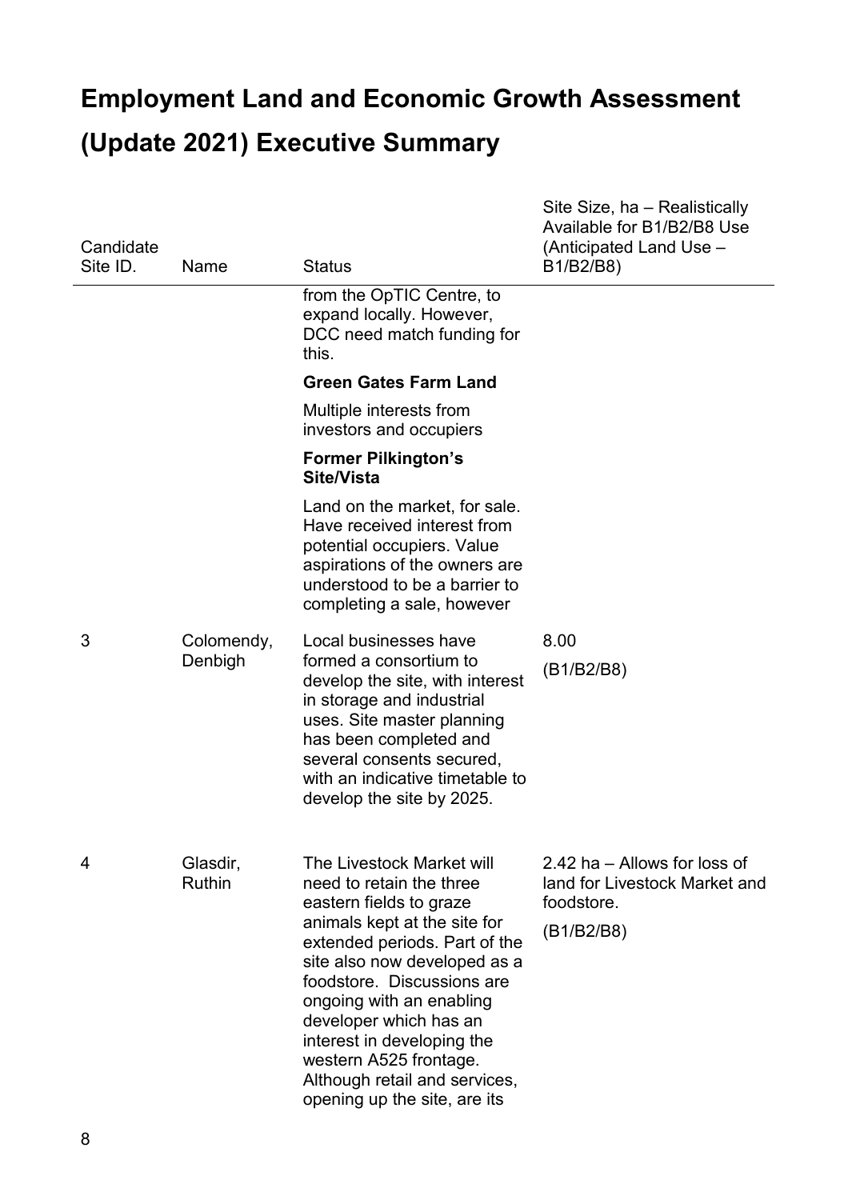# Employment Land and Economic Growth Assessment (Update 2021) Executive Summary

| Candidate Site ID. | Name | Status | Site Size, ha – Realistically Available for B1/B2/B8 Use (Anticipated Land Use – B1/B2/B8) |
|---|---|---|---|
| | | from the OpTIC Centre, to expand locally. However, DCC need match funding for this. **Green Gates Farm Land** Multiple interests from investors and occupiers **Former Pilkington's Site/Vista** Land on the market, for sale. Have received interest from potential occupiers. Value aspirations of the owners are understood to be a barrier to completing a sale, however | |
| 3 | Colomendy, Denbigh | Local businesses have formed a consortium to develop the site, with interest in storage and industrial uses. Site master planning has been completed and several consents secured, with an indicative timetable to develop the site by 2025. | 8.00 (B1/B2/B8) |
| 4 | Glasdir, Ruthin | The Livestock Market will need to retain the three eastern fields to graze animals kept at the site for extended periods. Part of the site also now developed as a foodstore. Discussions are ongoing with an enabling developer which has an interest in developing the western A525 frontage. Although retail and services, opening up the site, are its | 2.42 ha – Allows for loss of land for Livestock Market and foodstore. (B1/B2/B8) |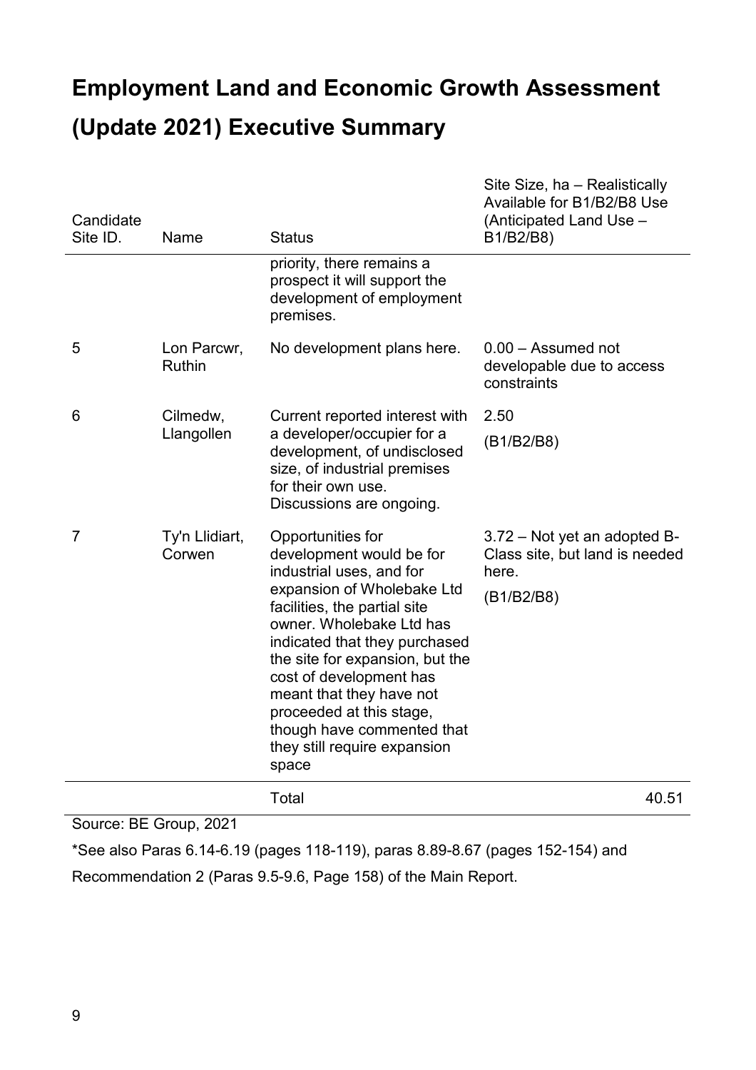# Employment Land and Economic Growth Assessment (Update 2021) Executive Summary

| Candidate Site ID. | Name | Status | Site Size, ha – Realistically Available for B1/B2/B8 Use (Anticipated Land Use – B1/B2/B8) |
|---|---|---|---|
| | | priority, there remains a prospect it will support the development of employment premises. | |
| 5 | Lon Parcwr, Ruthin | No development plans here. | 0.00 – Assumed not developable due to access constraints |
| 6 | Cilmedw, Llangollen | Current reported interest with a developer/occupier for a development, of undisclosed size, of industrial premises for their own use. Discussions are ongoing. | 2.50 (B1/B2/B8) |
| 7 | Ty'n Llidiart, Corwen | Opportunities for development would be for industrial uses, and for expansion of Wholebake Ltd facilities, the partial site owner. Wholebake Ltd has indicated that they purchased the site for expansion, but the cost of development has meant that they have not proceeded at this stage, though have commented that they still require expansion space | 3.72 – Not yet an adopted B-Class site, but land is needed here. (B1/B2/B8) |
| | | Total | 40.51 |

Source: BE Group, 2021

*See also Paras 6.14-6.19 (pages 118-119), paras 8.89-8.67 (pages 152-154) and Recommendation 2 (Paras 9.5-9.6, Page 158) of the Main Report.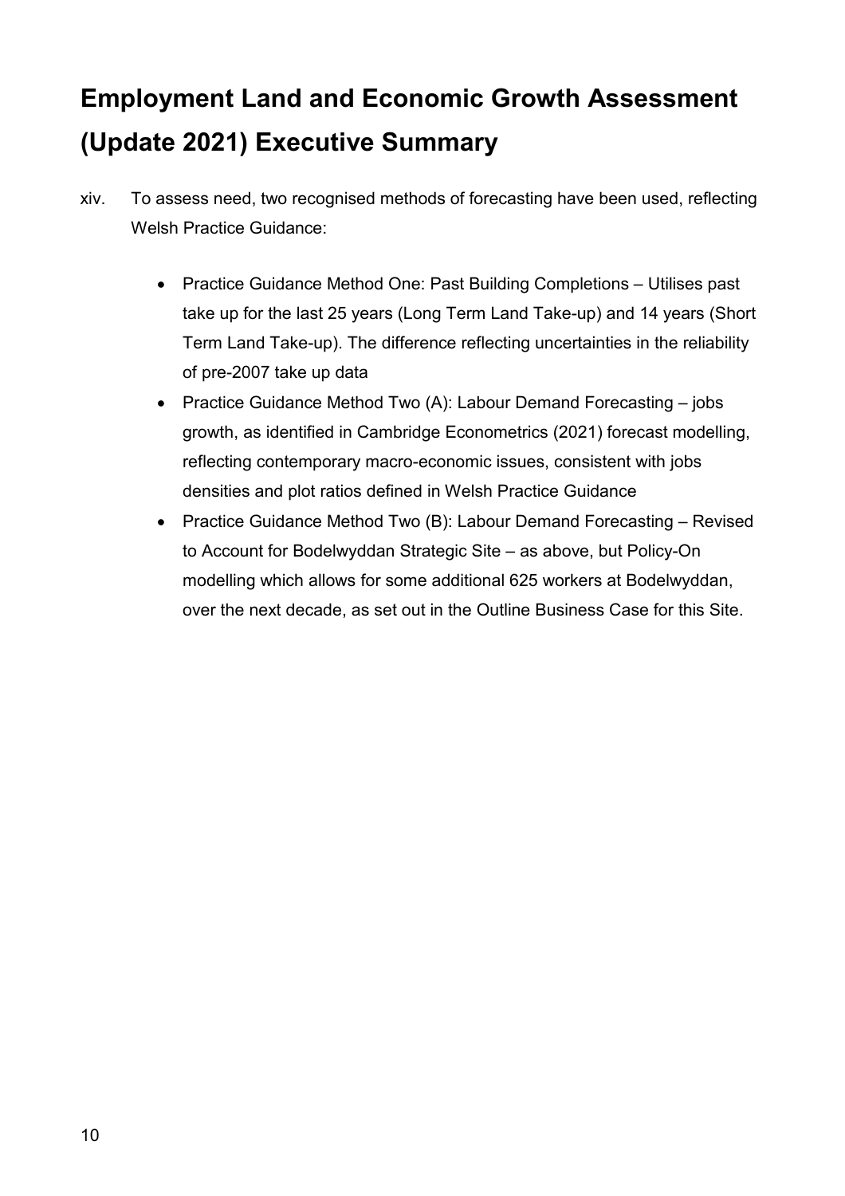# Employment Land and Economic Growth Assessment (Update 2021) Executive Summary

xiv. To assess need, two recognised methods of forecasting have been used, reflecting Welsh Practice Guidance:

- Practice Guidance Method One: Past Building Completions – Utilises past take up for the last 25 years (Long Term Land Take-up) and 14 years (Short Term Land Take-up). The difference reflecting uncertainties in the reliability of pre-2007 take up data
- Practice Guidance Method Two (A): Labour Demand Forecasting – jobs growth, as identified in Cambridge Econometrics (2021) forecast modelling, reflecting contemporary macro-economic issues, consistent with jobs densities and plot ratios defined in Welsh Practice Guidance
- Practice Guidance Method Two (B): Labour Demand Forecasting – Revised to Account for Bodelwyddan Strategic Site – as above, but Policy-On modelling which allows for some additional 625 workers at Bodelwyddan, over the next decade, as set out in the Outline Business Case for this Site.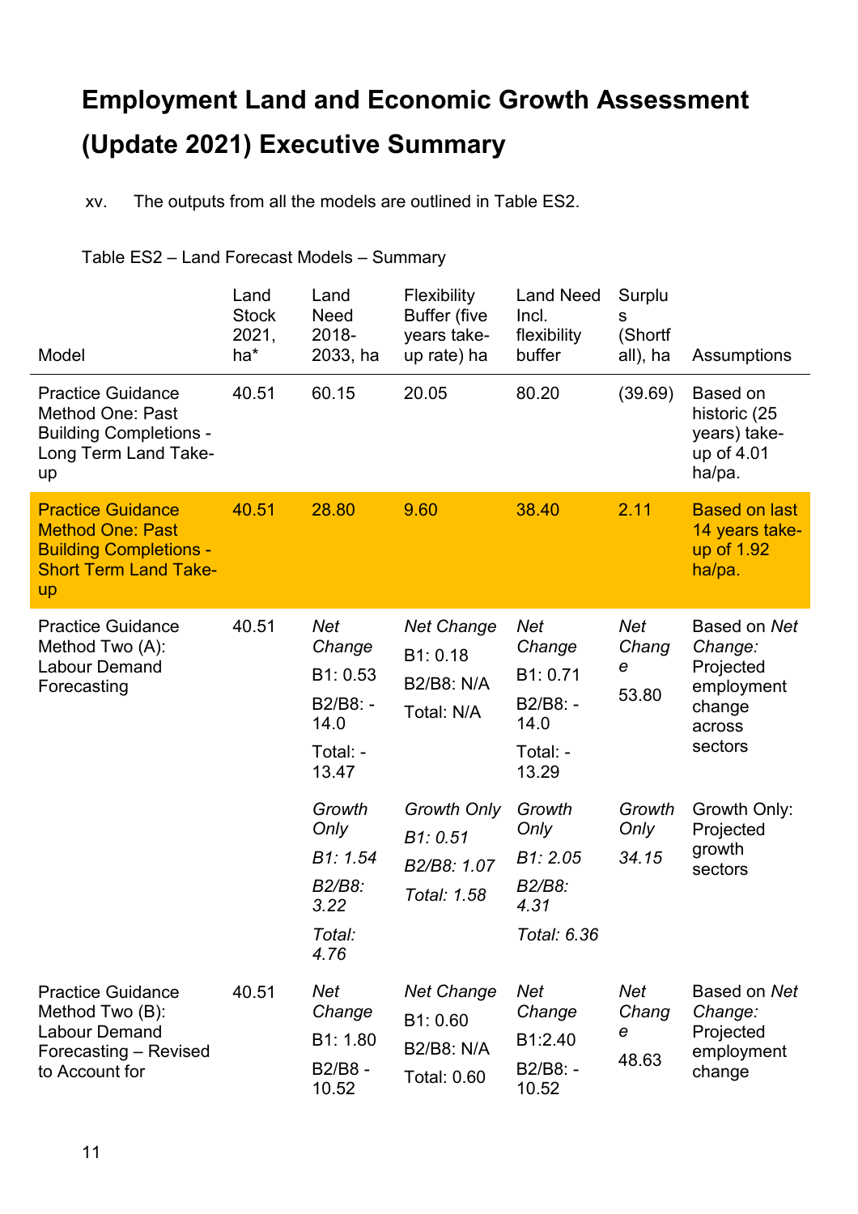# Employment Land and Economic Growth Assessment (Update 2021) Executive Summary

xv. The outputs from all the models are outlined in Table ES2.

Table ES2 – Land Forecast Models – Summary

| Model | Land Stock 2021, ha* | Land Need 2018-2033, ha | Flexibility Buffer (five years take-up rate) ha | Land Need Incl. flexibility buffer | Surplus (Shortfall), ha | Assumptions |
|---|---|---|---|---|---|---|
| Practice Guidance Method One: Past Building Completions - Long Term Land Take-up | 40.51 | 60.15 | 20.05 | 80.20 | (39.69) | Based on historic (25 years) take-up of 4.01 ha/pa. |
| **Practice Guidance Method One: Past Building Completions - Short Term Land Take-up** | **40.51** | **28.80** | **9.60** | **38.40** | **2.11** | **Based on last 14 years take-up of 1.92 ha/pa.** |
| Practice Guidance Method Two (A): Labour Demand Forecasting | 40.51 | *Net Change* B1: 0.53 B2/B8: -14.0 Total: -13.47 | *Net Change* B1: 0.18 B2/B8: N/A Total: N/A | *Net Change* B1: 0.71 B2/B8: -14.0 Total: -13.29 | *Net Change* 53.80 | Based on *Net Change:* Projected employment change across sectors |
| | | *Growth Only* *B1: 1.54* *B2/B8: 3.22* *Total: 4.76* | *Growth Only* *B1: 0.51* *B2/B8: 1.07* *Total: 1.58* | *Growth Only* *B1: 2.05* *B2/B8: 4.31* *Total: 6.36* | *Growth Only* *34.15* | Growth Only: Projected growth sectors |
| Practice Guidance Method Two (B): Labour Demand Forecasting – Revised to Account for | 40.51 | *Net Change* B1: 1.80 B2/B8 -10.52 | *Net Change* B1: 0.60 B2/B8: N/A Total: 0.60 | *Net Change* B1:2.40 B2/B8: -10.52 | *Net Change* 48.63 | Based on *Net Change:* Projected employment change |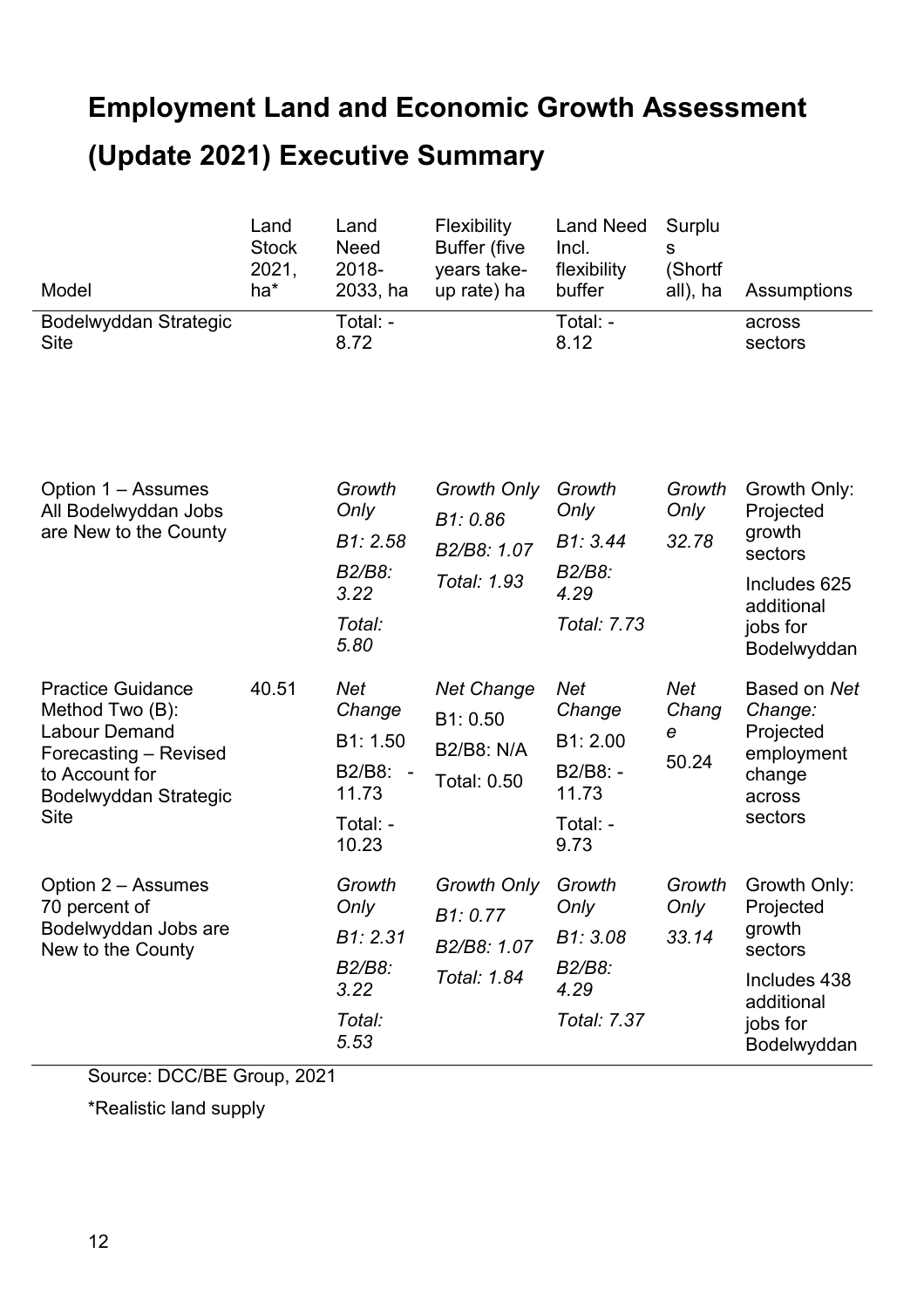# Employment Land and Economic Growth Assessment (Update 2021) Executive Summary

| Model | Land Stock 2021, ha* | Land Need 2018-2033, ha | Flexibility Buffer (five years take-up rate) ha | Land Need Incl. flexibility buffer | Surplus (Shortfall), ha | Assumptions |
|---|---|---|---|---|---|---|
| Bodelwyddan Strategic Site | | Total: -8.72 | | Total: -8.12 | | across sectors |
| Option 1 – Assumes All Bodelwyddan Jobs are New to the County | | *Growth Only* *B1: 2.58* *B2/B8: 3.22* *Total: 5.80* | *Growth Only* *B1: 0.86* *B2/B8: 1.07* *Total: 1.93* | *Growth Only* *B1: 3.44* *B2/B8: 4.29* *Total: 7.73* | *Growth Only* *32.78* | Growth Only: Projected growth sectors Includes 625 additional jobs for Bodelwyddan |
| Practice Guidance Method Two (B): Labour Demand Forecasting – Revised to Account for Bodelwyddan Strategic Site | 40.51 | *Net Change* B1: 1.50 B2/B8: -11.73 Total: -10.23 | *Net Change* B1: 0.50 B2/B8: N/A Total: 0.50 | *Net Change* B1: 2.00 B2/B8: -11.73 Total: -9.73 | *Net Change* 50.24 | Based on *Net Change:* Projected employment change across sectors |
| Option 2 – Assumes 70 percent of Bodelwyddan Jobs are New to the County | | *Growth Only* *B1: 2.31* *B2/B8: 3.22* *Total: 5.53* | *Growth Only* *B1: 0.77* *B2/B8: 1.07* *Total: 1.84* | *Growth Only* *B1: 3.08* *B2/B8: 4.29* *Total: 7.37* | *Growth Only* *33.14* | Growth Only: Projected growth sectors Includes 438 additional jobs for Bodelwyddan |

Source: DCC/BE Group, 2021

*Realistic land supply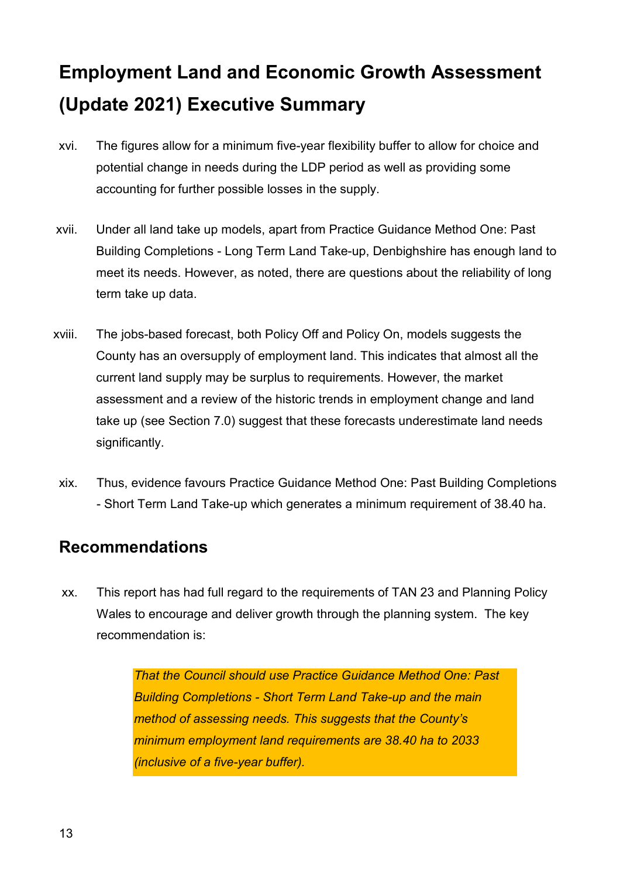# Employment Land and Economic Growth Assessment (Update 2021) Executive Summary

xvi. The figures allow for a minimum five-year flexibility buffer to allow for choice and potential change in needs during the LDP period as well as providing some accounting for further possible losses in the supply.

xvii. Under all land take up models, apart from Practice Guidance Method One: Past Building Completions - Long Term Land Take-up, Denbighshire has enough land to meet its needs. However, as noted, there are questions about the reliability of long term take up data.

xviii. The jobs-based forecast, both Policy Off and Policy On, models suggests the County has an oversupply of employment land. This indicates that almost all the current land supply may be surplus to requirements. However, the market assessment and a review of the historic trends in employment change and land take up (see Section 7.0) suggest that these forecasts underestimate land needs significantly.

xix. Thus, evidence favours Practice Guidance Method One: Past Building Completions - Short Term Land Take-up which generates a minimum requirement of 38.40 ha.

## Recommendations

xx. This report has had full regard to the requirements of TAN 23 and Planning Policy Wales to encourage and deliver growth through the planning system. The key recommendation is:

> *That the Council should use Practice Guidance Method One: Past Building Completions - Short Term Land Take-up and the main method of assessing needs. This suggests that the County's minimum employment land requirements are 38.40 ha to 2033 (inclusive of a five-year buffer).*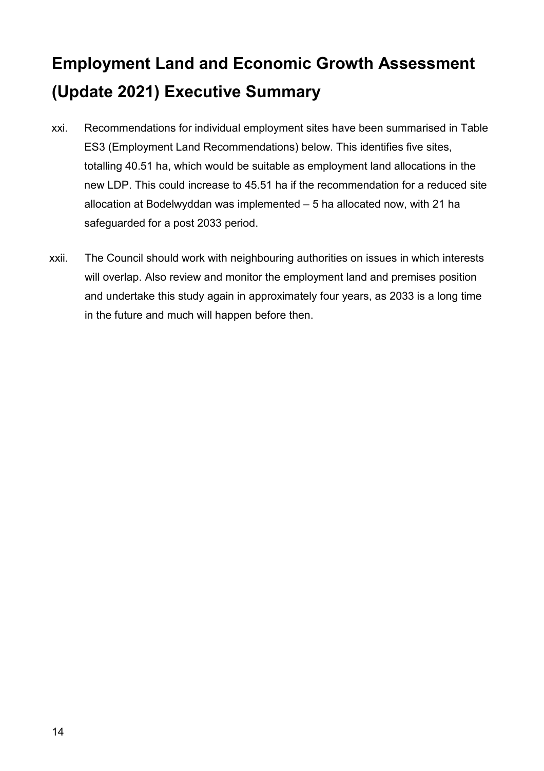# Employment Land and Economic Growth Assessment (Update 2021) Executive Summary

xxi. Recommendations for individual employment sites have been summarised in Table ES3 (Employment Land Recommendations) below. This identifies five sites, totalling 40.51 ha, which would be suitable as employment land allocations in the new LDP. This could increase to 45.51 ha if the recommendation for a reduced site allocation at Bodelwyddan was implemented – 5 ha allocated now, with 21 ha safeguarded for a post 2033 period.

xxii. The Council should work with neighbouring authorities on issues in which interests will overlap. Also review and monitor the employment land and premises position and undertake this study again in approximately four years, as 2033 is a long time in the future and much will happen before then.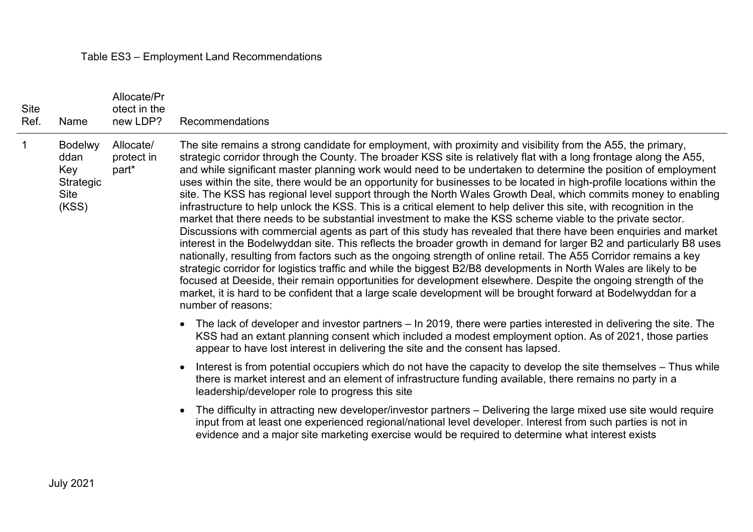Table ES3 – Employment Land Recommendations

| Site Ref. | Name | Allocate/Protect in the new LDP? | Recommendations |
|---|---|---|---|
| 1 | Bodelwyddan Key Strategic Site (KSS) | Allocate/ protect in part* | The site remains a strong candidate for employment, with proximity and visibility from the A55, the primary, strategic corridor through the County. The broader KSS site is relatively flat with a long frontage along the A55, and while significant master planning work would need to be undertaken to determine the position of employment uses within the site, there would be an opportunity for businesses to be located in high-profile locations within the site. The KSS has regional level support through the North Wales Growth Deal, which commits money to enabling infrastructure to help unlock the KSS. This is a critical element to help deliver this site, with recognition in the market that there needs to be substantial investment to make the KSS scheme viable to the private sector. Discussions with commercial agents as part of this study has revealed that there have been enquiries and market interest in the Bodelwyddan site. This reflects the broader growth in demand for larger B2 and particularly B8 uses nationally, resulting from factors such as the ongoing strength of online retail. The A55 Corridor remains a key strategic corridor for logistics traffic and while the biggest B2/B8 developments in North Wales are likely to be focused at Deeside, their remain opportunities for development elsewhere. Despite the ongoing strength of the market, it is hard to be confident that a large scale development will be brought forward at Bodelwyddan for a number of reasons:<br><br>• The lack of developer and investor partners – In 2019, there were parties interested in delivering the site. The KSS had an extant planning consent which included a modest employment option. As of 2021, those parties appear to have lost interest in delivering the site and the consent has lapsed.<br><br>• Interest is from potential occupiers which do not have the capacity to develop the site themselves – Thus while there is market interest and an element of infrastructure funding available, there remains no party in a leadership/developer role to progress this site<br><br>• The difficulty in attracting new developer/investor partners – Delivering the large mixed use site would require input from at least one experienced regional/national level developer. Interest from such parties is not in evidence and a major site marketing exercise would be required to determine what interest exists |

July 2021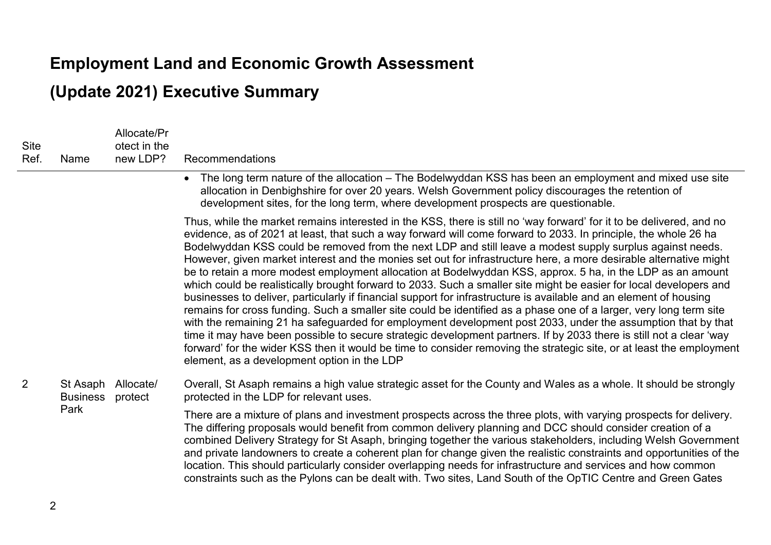# Employment Land and Economic Growth Assessment

# (Update 2021) Executive Summary

| Site Ref. | Name | Allocate/Protect in the new LDP? | Recommendations |
|---|---|---|---|
| | | | • The long term nature of the allocation – The Bodelwyddan KSS has been an employment and mixed use site allocation in Denbighshire for over 20 years. Welsh Government policy discourages the retention of development sites, for the long term, where development prospects are questionable.<br><br>Thus, while the market remains interested in the KSS, there is still no 'way forward' for it to be delivered, and no evidence, as of 2021 at least, that such a way forward will come forward to 2033. In principle, the whole 26 ha Bodelwyddan KSS could be removed from the next LDP and still leave a modest supply surplus against needs. However, given market interest and the monies set out for infrastructure here, a more desirable alternative might be to retain a more modest employment allocation at Bodelwyddan KSS, approx. 5 ha, in the LDP as an amount which could be realistically brought forward to 2033. Such a smaller site might be easier for local developers and businesses to deliver, particularly if financial support for infrastructure is available and an element of housing remains for cross funding. Such a smaller site could be identified as a phase one of a larger, very long term site with the remaining 21 ha safeguarded for employment development post 2033, under the assumption that by that time it may have been possible to secure strategic development partners. If by 2033 there is still not a clear 'way forward' for the wider KSS then it would be time to consider removing the strategic site, or at least the employment element, as a development option in the LDP |
| 2 | St Asaph Business Park | Allocate/ protect | Overall, St Asaph remains a high value strategic asset for the County and Wales as a whole. It should be strongly protected in the LDP for relevant uses.<br><br>There are a mixture of plans and investment prospects across the three plots, with varying prospects for delivery. The differing proposals would benefit from common delivery planning and DCC should consider creation of a combined Delivery Strategy for St Asaph, bringing together the various stakeholders, including Welsh Government and private landowners to create a coherent plan for change given the realistic constraints and opportunities of the location. This should particularly consider overlapping needs for infrastructure and services and how common constraints such as the Pylons can be dealt with. Two sites, Land South of the OpTIC Centre and Green Gates |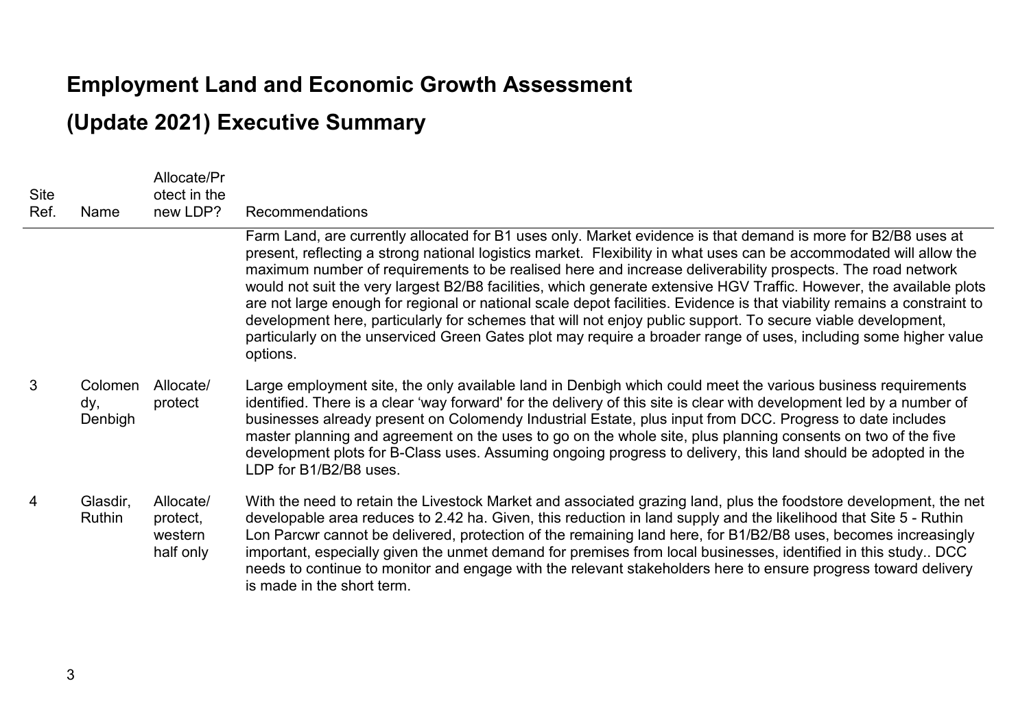# Employment Land and Economic Growth Assessment

# (Update 2021) Executive Summary

| Site Ref. | Name | Allocate/Protect in the new LDP? | Recommendations |
|---|---|---|---|
| | | | Farm Land, are currently allocated for B1 uses only. Market evidence is that demand is more for B2/B8 uses at present, reflecting a strong national logistics market. Flexibility in what uses can be accommodated will allow the maximum number of requirements to be realised here and increase deliverability prospects. The road network would not suit the very largest B2/B8 facilities, which generate extensive HGV Traffic. However, the available plots are not large enough for regional or national scale depot facilities. Evidence is that viability remains a constraint to development here, particularly for schemes that will not enjoy public support. To secure viable development, particularly on the unserviced Green Gates plot may require a broader range of uses, including some higher value options. |
| 3 | Colomendy, Denbigh | Allocate/ protect | Large employment site, the only available land in Denbigh which could meet the various business requirements identified. There is a clear 'way forward' for the delivery of this site is clear with development led by a number of businesses already present on Colomendy Industrial Estate, plus input from DCC. Progress to date includes master planning and agreement on the uses to go on the whole site, plus planning consents on two of the five development plots for B-Class uses. Assuming ongoing progress to delivery, this land should be adopted in the LDP for B1/B2/B8 uses. |
| 4 | Glasdir, Ruthin | Allocate/ protect, western half only | With the need to retain the Livestock Market and associated grazing land, plus the foodstore development, the net developable area reduces to 2.42 ha. Given, this reduction in land supply and the likelihood that Site 5 - Ruthin Lon Parcwr cannot be delivered, protection of the remaining land here, for B1/B2/B8 uses, becomes increasingly important, especially given the unmet demand for premises from local businesses, identified in this study.. DCC needs to continue to monitor and engage with the relevant stakeholders here to ensure progress toward delivery is made in the short term. |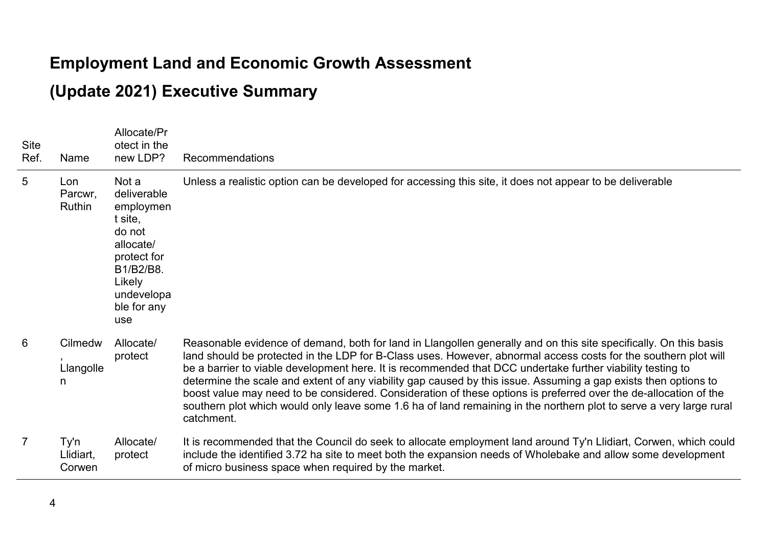# Employment Land and Economic Growth Assessment

# (Update 2021) Executive Summary

| Site Ref. | Name | Allocate/Protect in the new LDP? | Recommendations |
|---|---|---|---|
| 5 | Lon Parcwr, Ruthin | Not a deliverable employment site, do not allocate/ protect for B1/B2/B8. Likely undevelopable for any use | Unless a realistic option can be developed for accessing this site, it does not appear to be deliverable |
| 6 | Cilmedw, Llangollen | Allocate/ protect | Reasonable evidence of demand, both for land in Llangollen generally and on this site specifically. On this basis land should be protected in the LDP for B-Class uses. However, abnormal access costs for the southern plot will be a barrier to viable development here. It is recommended that DCC undertake further viability testing to determine the scale and extent of any viability gap caused by this issue. Assuming a gap exists then options to boost value may need to be considered. Consideration of these options is preferred over the de-allocation of the southern plot which would only leave some 1.6 ha of land remaining in the northern plot to serve a very large rural catchment. |
| 7 | Ty'n Llidiart, Corwen | Allocate/ protect | It is recommended that the Council do seek to allocate employment land around Ty'n Llidiart, Corwen, which could include the identified 3.72 ha site to meet both the expansion needs of Wholebake and allow some development of micro business space when required by the market. |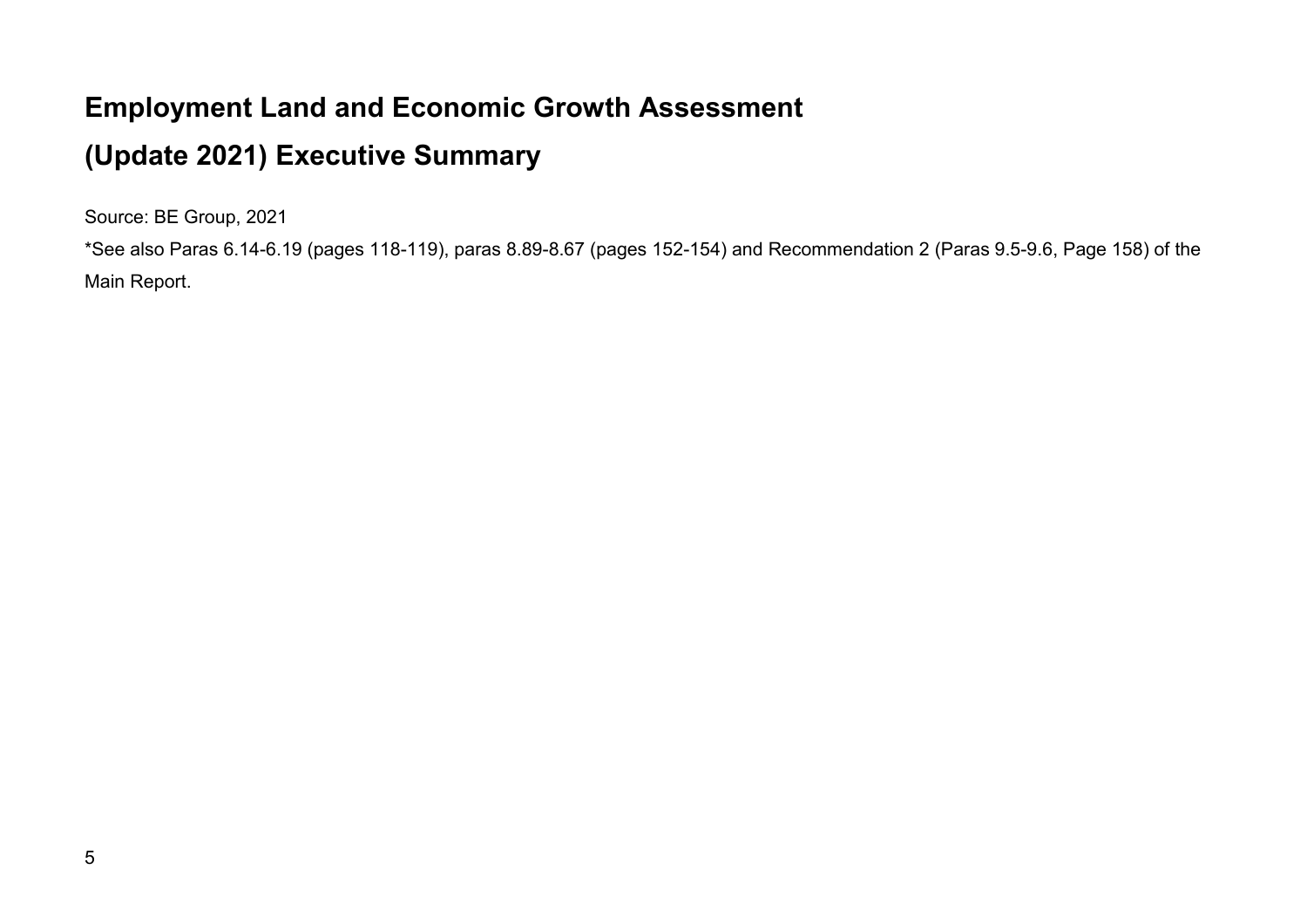## Employment Land and Economic Growth Assessment

## (Update 2021) Executive Summary

Source: BE Group, 2021

*See also Paras 6.14-6.19 (pages 118-119), paras 8.89-8.67 (pages 152-154) and Recommendation 2 (Paras 9.5-9.6, Page 158) of the Main Report.